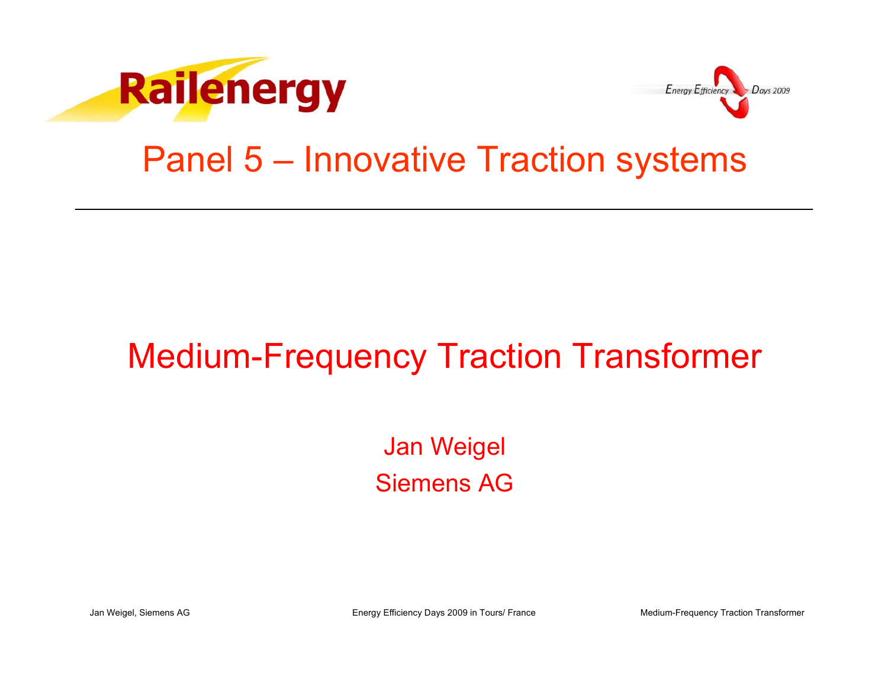Railenergy

Energy Efficiency Days 2009

# Panel 5 – Innovative Traction systems

---

## Medium-Frequency Traction Transformer

Jan Weigel

Siemens AG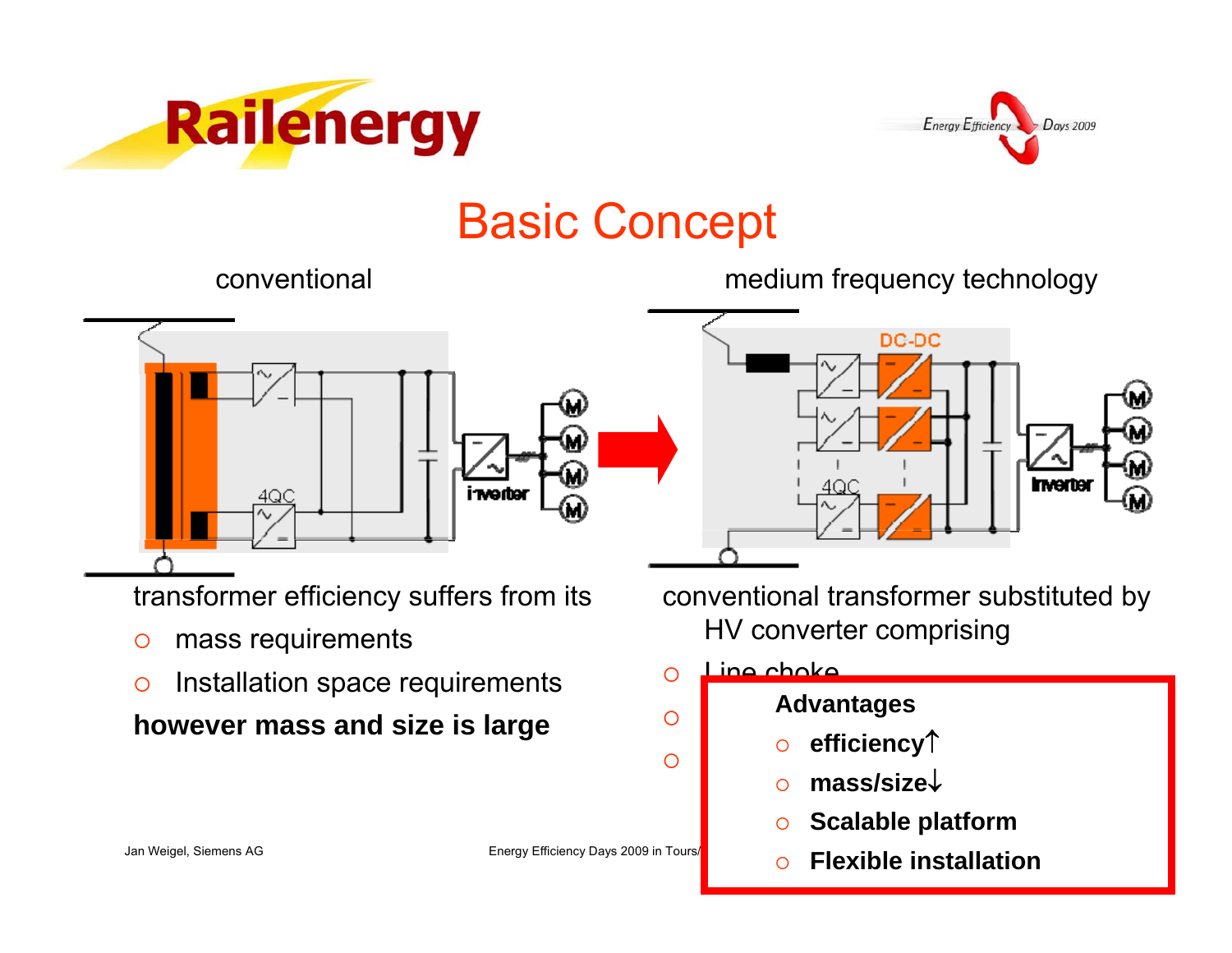# Basic Concept

conventional

medium frequency technology

transformer efficiency suffers from its

- mass requirements
- Installation space requirements

**however mass and size is large**

conventional transformer substituted by HV converter comprising

- Line choke
-
-

**Advantages**

- **efficiency↑**
- **mass/size↓**
- **Scalable platform**
- **Flexible installation**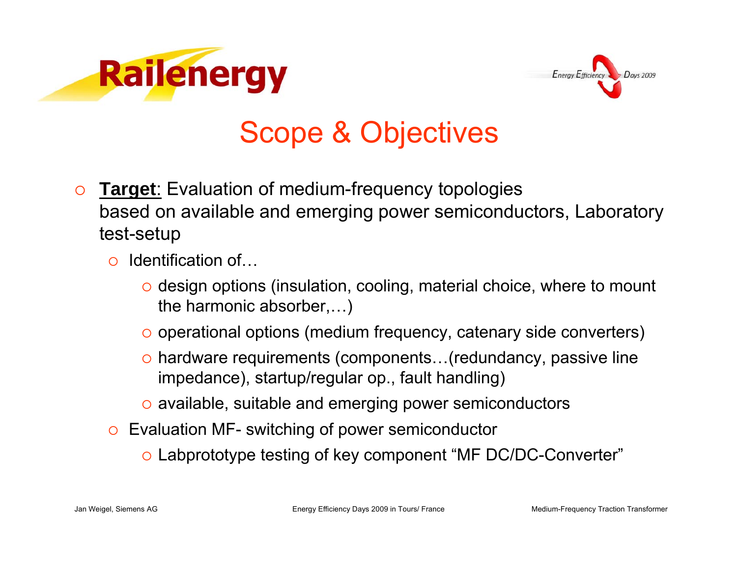# Scope & Objectives

- **<u>Target</u>**: Evaluation of medium-frequency topologies based on available and emerging power semiconductors, Laboratory test-setup
  - Identification of…
    - design options (insulation, cooling, material choice, where to mount the harmonic absorber,…)
    - operational options (medium frequency, catenary side converters)
    - hardware requirements (components…(redundancy, passive line impedance), startup/regular op., fault handling)
    - available, suitable and emerging power semiconductors
  - Evaluation MF- switching of power semiconductor
    - Labprototype testing of key component “MF DC/DC-Converter”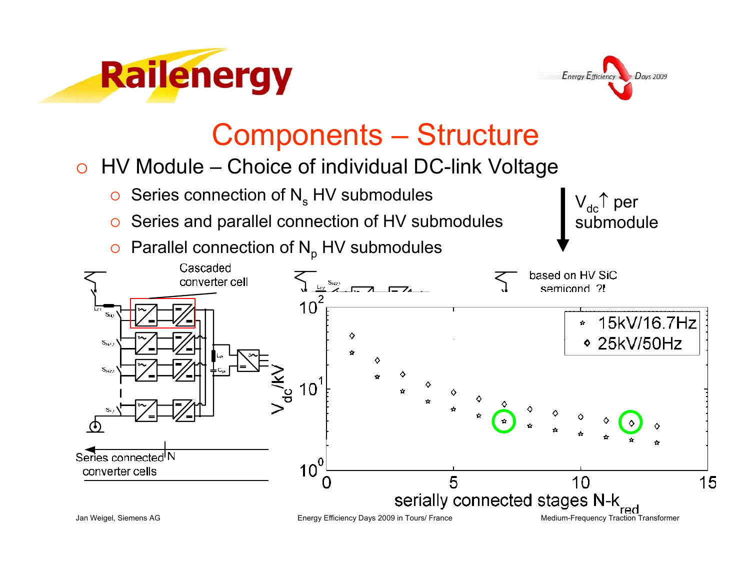# Components – Structure

- HV Module – Choice of individual DC-link Voltage
  - Series connection of $N_s$ HV submodules
  - Series and parallel connection of HV submodules
  - Parallel connection of $N_p$ HV submodules

$V_{dc}\uparrow$ per submodule

Cascaded converter cell

Series connected converter cells

based on HV SiC semicond. ?!

Legend: ☆ 15kV/16.7Hz, ◇ 25kV/50Hz

y-axis: $V_{dc}$/kV ($10^0$ – $10^2$)

x-axis: serially connected stages $N$-$k_{red}$ (0 – 15)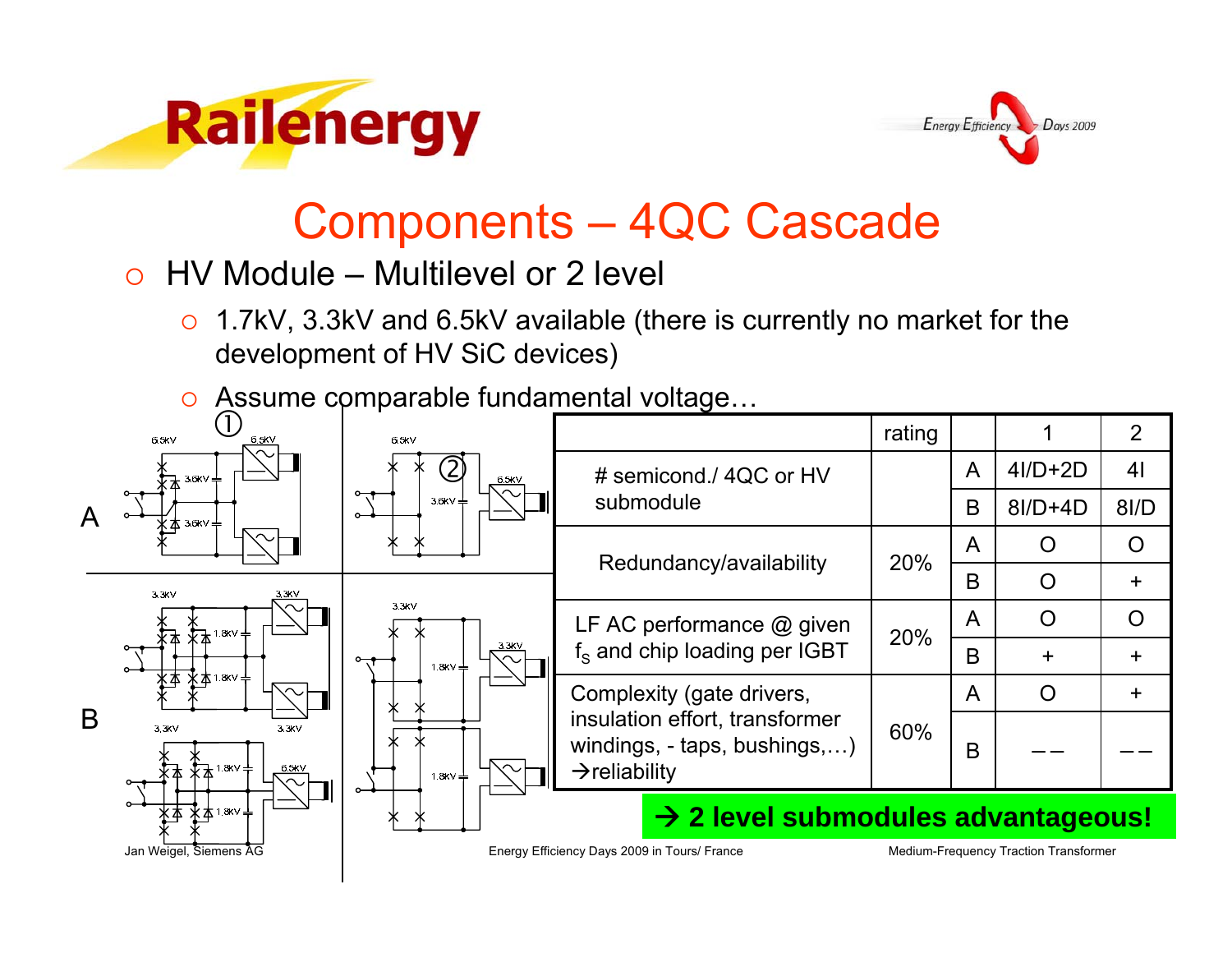# Components – 4QC Cascade

- HV Module – Multilevel or 2 level
  - 1.7kV, 3.3kV and 6.5kV available (there is currently no market for the development of HV SiC devices)
  - Assume comparable fundamental voltage…

| | rating | | 1 | 2 |
|---|---|---|---|---|
| # semicond./ 4QC or HV submodule | | A | 4I/D+2D | 4I |
| | | B | 8I/D+4D | 8I/D |
| Redundancy/availability | 20% | A | O | O |
| | | B | O | + |
| LF AC performance @ given $f_S$ and chip loading per IGBT | 20% | A | O | O |
| | | B | + | + |
| Complexity (gate drivers, insulation effort, transformer windings, - taps, bushings,…) →reliability | 60% | A | O | + |
| | | B | – – | – – |

**→ 2 level submodules advantageous!**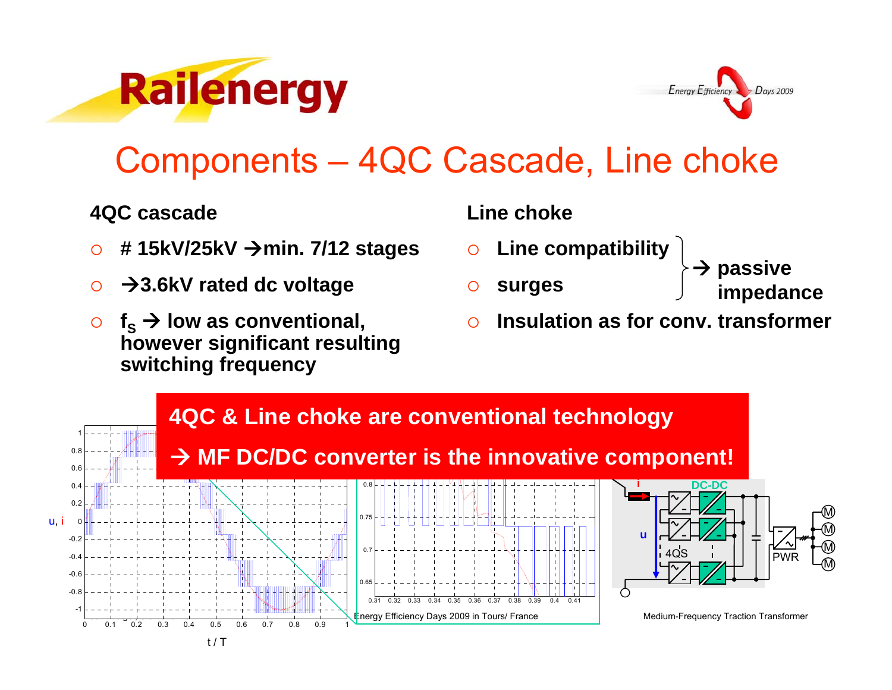# Components – 4QC Cascade, Line choke

**4QC cascade**

- **# 15kV/25kV → min. 7/12 stages**
- **→ 3.6kV rated dc voltage**
- **$f_S$ → low as conventional, however significant resulting switching frequency**

**Line choke**

- **Line compatibility**
- **surges**

  } **→ passive impedance**

- **Insulation as for conv. transformer**

**4QC & Line choke are conventional technology**

**→ MF DC/DC converter is the innovative component!**

Medium-Frequency Traction Transformer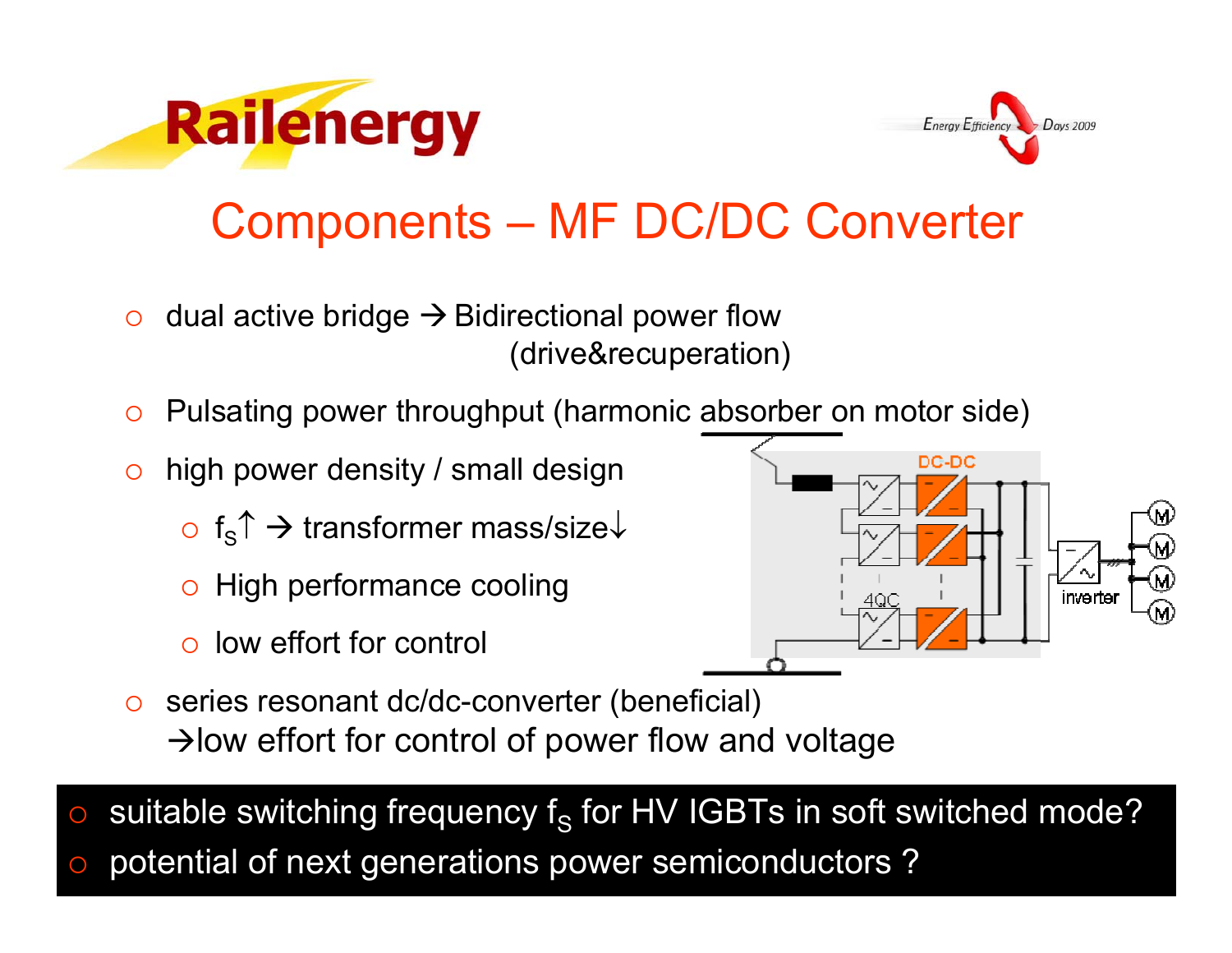# Components – MF DC/DC Converter

- dual active bridge → Bidirectional power flow (drive&recuperation)
- Pulsating power throughput (harmonic absorber on motor side)
- high power density / small design
  - $f_S$↑ → transformer mass/size↓
  - High performance cooling
  - low effort for control
- series resonant dc/dc-converter (beneficial) →low effort for control of power flow and voltage

- suitable switching frequency $f_S$ for HV IGBTs in soft switched mode?
- potential of next generations power semiconductors ?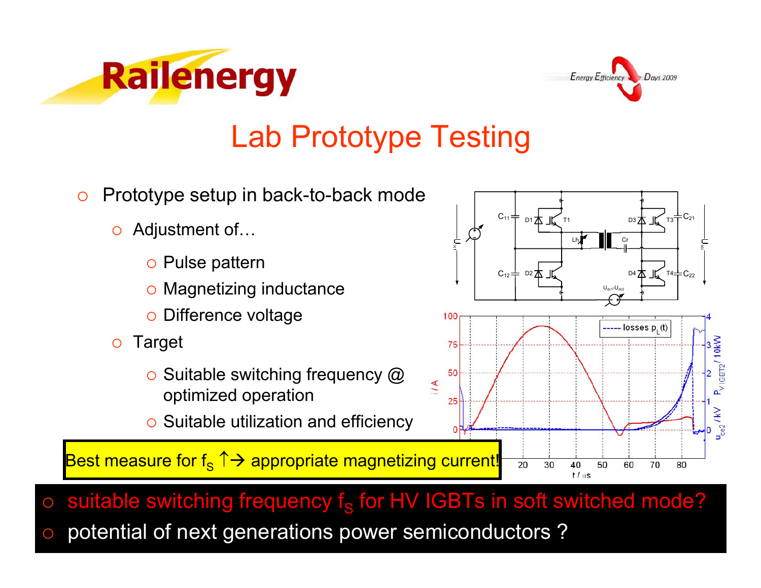# Lab Prototype Testing

- Prototype setup in back-to-back mode
  - Adjustment of…
    - Pulse pattern
    - Magnetizing inductance
    - Difference voltage
  - Target
    - Suitable switching frequency @ optimized operation
    - Suitable utilization and efficiency

**Best measure for $f_S$ ↑→ appropriate magnetizing current!**

- suitable switching frequency $f_S$ for HV IGBTs in soft switched mode?
- potential of next generations power semiconductors ?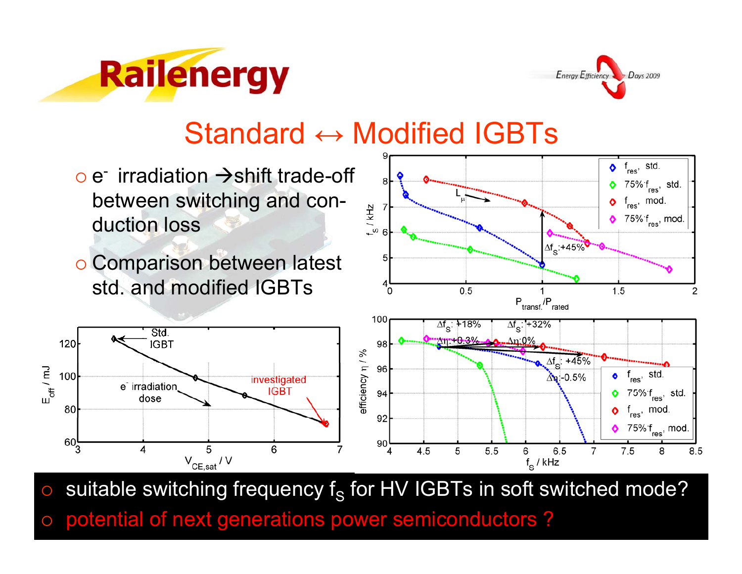# Standard ↔ Modified IGBTs

- $e^-$ irradiation → shift trade-off between switching and conduction loss
- Comparison between latest std. and modified IGBTs

- suitable switching frequency $f_S$ for HV IGBTs in soft switched mode?
- potential of next generations power semiconductors ?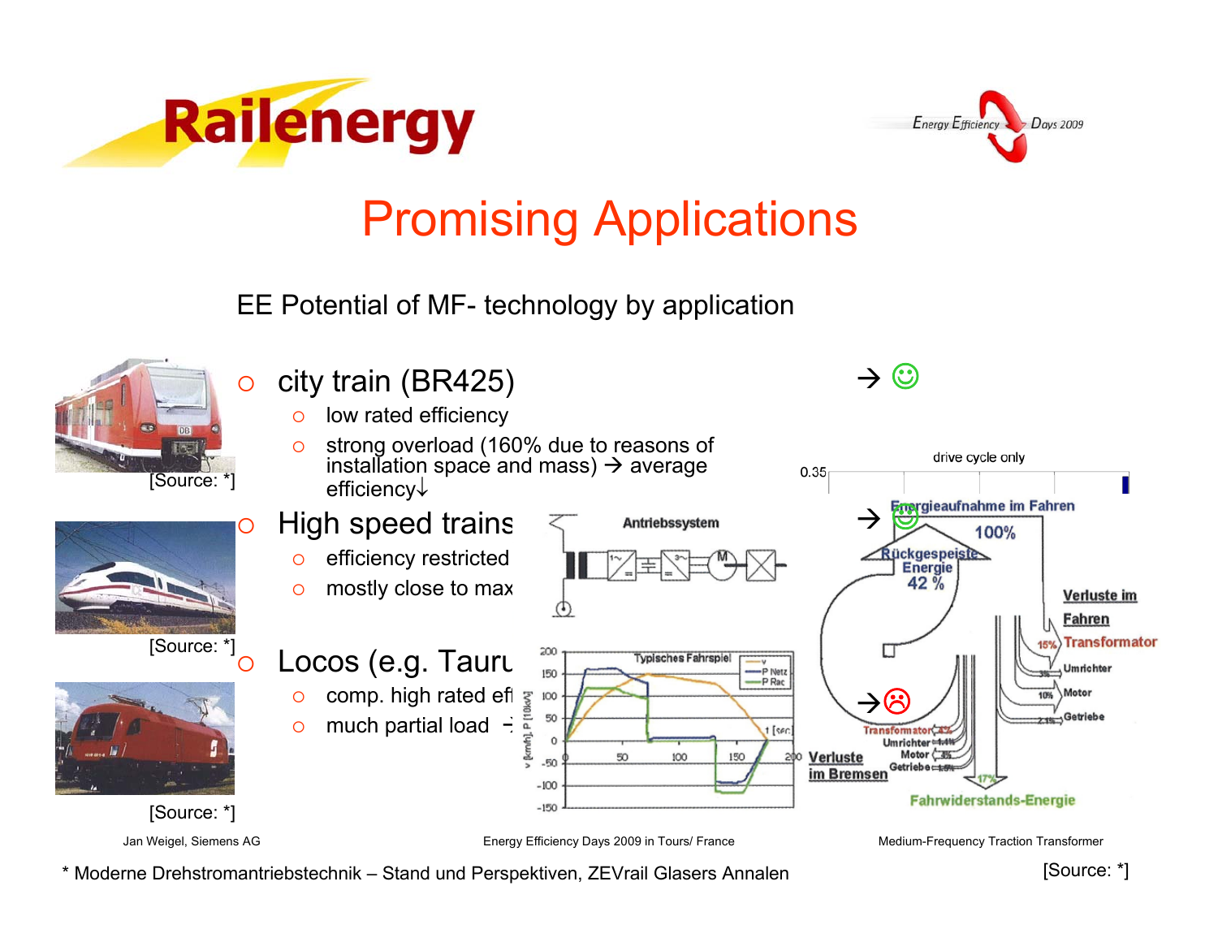# Promising Applications

EE Potential of MF- technology by application

- city train (BR425) → ☺
  - low rated efficiency
  - strong overload (160% due to reasons of installation space and mass) → average efficiency↓
- High speed trains → ☺
  - efficiency restricted
  - mostly close to max
- Locos (e.g. Taurus) → ☹
  - comp. high rated eff
  - much partial load

[Source: *]

[Source: *]

[Source: *]

drive cycle only

Antriebssystem

Typisches Fahrspiel

Energieaufnahme im Fahren 100%

Rückgespeiste Energie 42 %

Verluste im Fahren: Transformator 15%, Umrichter 3%, Motor 10%, Getriebe 2.1%

Verluste im Bremsen: Transformator 4%, Umrichter 1.4%, Motor 3%, Getriebe 1.5%

Fahrwiderstands-Energie 17%

Jan Weigel, Siemens AG — Energy Efficiency Days 2009 in Tours/ France — Medium-Frequency Traction Transformer

\* Moderne Drehstromantriebstechnik – Stand und Perspektiven, ZEVrail Glasers Annalen

[Source: *]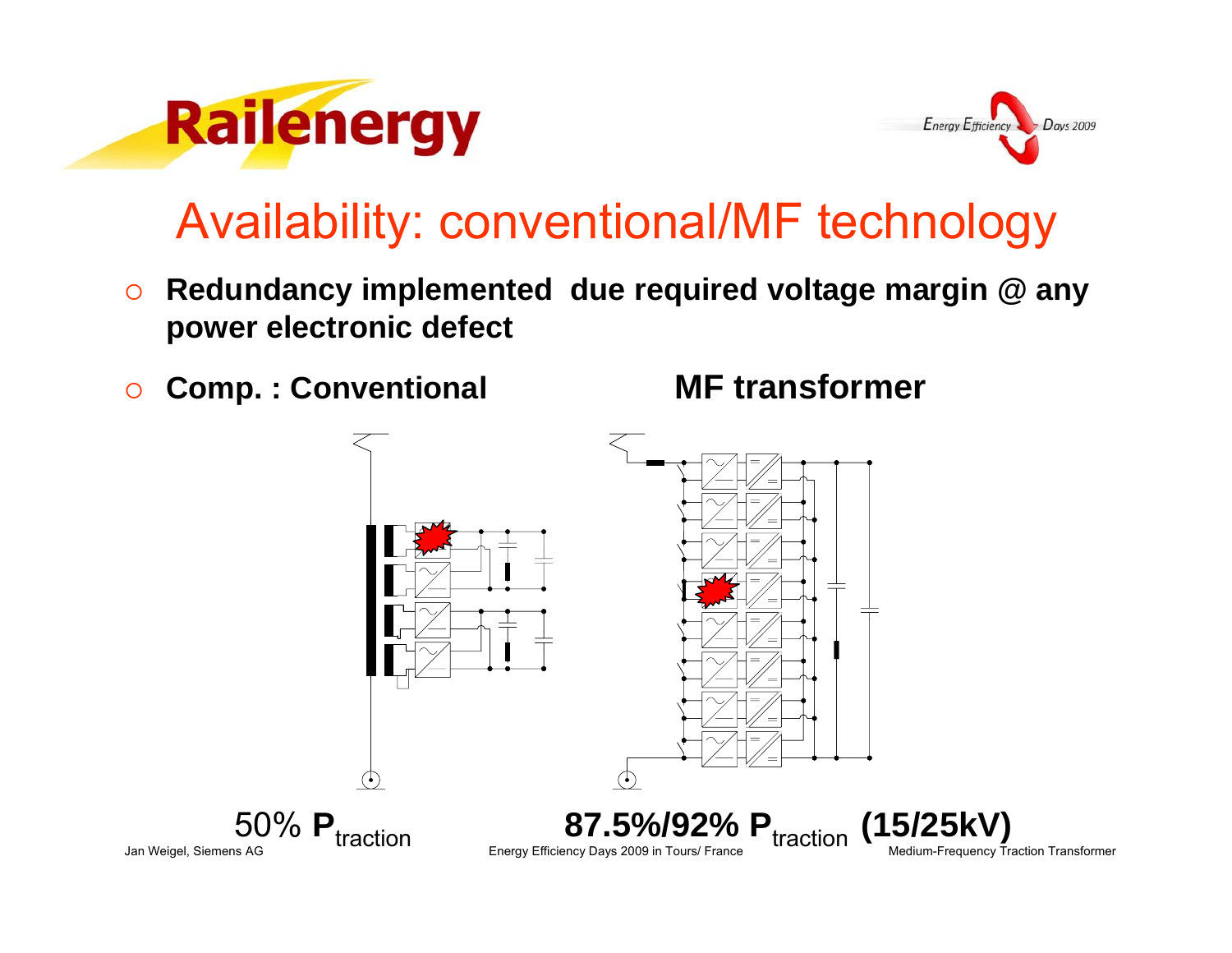# Availability: conventional/MF technology

- **Redundancy implemented due required voltage margin @ any power electronic defect**
- **Comp. : Conventional** **MF transformer**

50% $\mathbf{P}_{\text{traction}}$ **87.5%/92% $\mathbf{P}_{\text{traction}}$ (15/25kV)**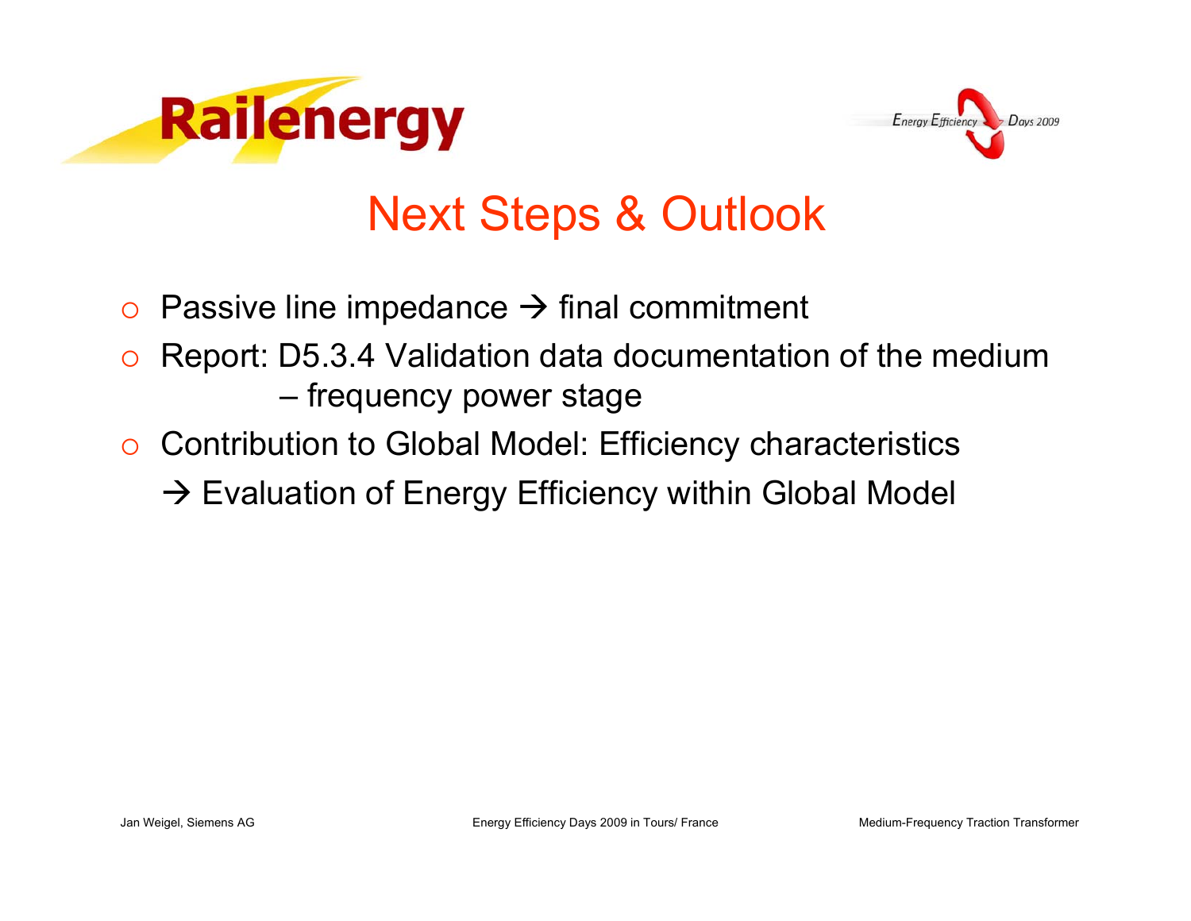# Next Steps & Outlook

- Passive line impedance → final commitment
- Report: D5.3.4 Validation data documentation of the medium – frequency power stage
- Contribution to Global Model: Efficiency characteristics
  → Evaluation of Energy Efficiency within Global Model